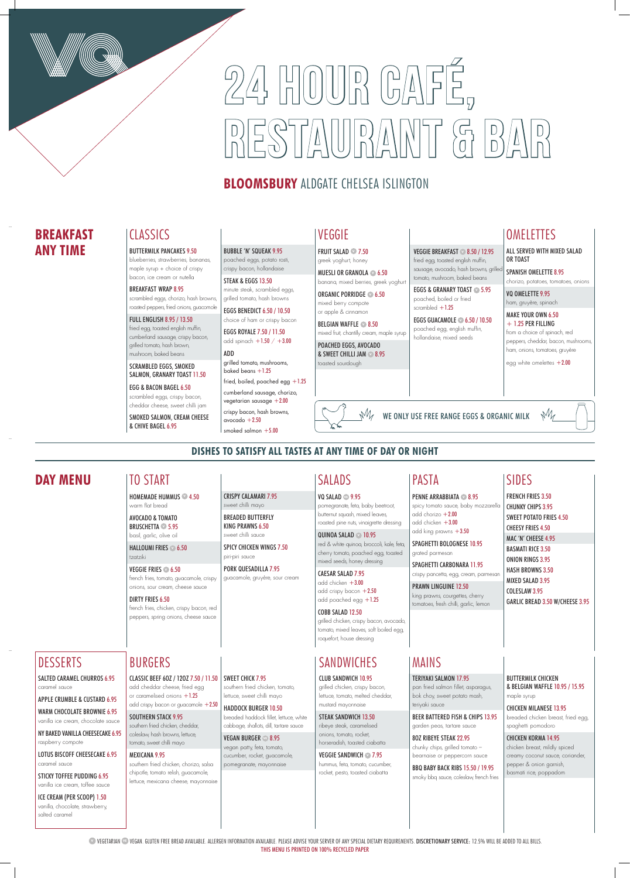# 24 HOUR CAFÉ, RESTAURANT & BAR

**BLOOMSBURY** ALDGATE CHELSEA ISLINGTON

## BREAKFAST ANY TIME

### CLASSICS

**BUTTERMILK PANCAKES 9.50**
blueberries, strawberries, bananas, maple syrup + choice of crispy bacon, ice cream or nutella

**BREAKFAST WRAP 8.95**
scrambled eggs, chorizo, hash browns, roasted peppers, fried onions, guacamole

**FULL ENGLISH 8.95 / 13.50**
fried egg, toasted english muffin, cumberland sausage, crispy bacon, grilled tomato, hash brown, mushroom, baked beans

**SCRAMBLED EGGS, SMOKED SALMON, GRANARY TOAST 11.50**

**EGG & BACON BAGEL 6.50**
scrambled eggs, crispy bacon, cheddar cheese, sweet chilli jam

**SMOKED SALMON, CREAM CHEESE & CHIVE BAGEL 6.95**

**BUBBLE 'N' SQUEAK 9.95**
poached eggs, potato rosti, crispy bacon, hollandaise

**STEAK & EGGS 13.50**
minute steak, scrambled eggs, grilled tomato, hash browns

**EGGS BENEDICT 6.50 / 10.50**
choice of ham or crispy bacon

**EGGS ROYALE 7.50 / 11.50**
add spinach +1.50 / +3.00

**ADD**
grilled tomato, mushrooms, baked beans +1.25
fried, boiled, poached egg +1.25
cumberland sausage, chorizo, vegetarian sausage +2.00
crispy bacon, hash browns, avocado +2.50
smoked salmon +5.00

### VEGGIE

**FRUIT SALAD (V) 7.50**
greek yoghurt, honey

**MUESLI OR GRANOLA (V) 6.50**
banana, mixed berries, greek yoghurt

**ORGANIC PORRIDGE (V) 6.50**
mixed berry compote or apple & cinnamon

**BELGIAN WAFFLE (V) 8.50**
mixed fruit, chantilly cream, maple syrup

**POACHED EGGS, AVOCADO & SWEET CHILLI JAM (V) 8.95**
toasted sourdough

**VEGGIE BREAKFAST (V) 8.50 / 12.95**
fried egg, toasted english muffin, sausage, avocado, hash browns, grilled tomato, mushroom, baked beans

**EGGS & GRANARY TOAST (V) 5.95**
poached, boiled or fried scrambled +1.25

**EGGS GUACAMOLE (V) 6.50 / 10.50**
poached egg, english muffin, hollandaise, mixed seeds

### OMELETTES

ALL SERVED WITH MIXED SALAD OR TOAST

**SPANISH OMELETTE 8.95**
chorizo, potatoes, tomatoes, onions

**VQ OMELETTE 9.95**
ham, gruyère, spinach

**MAKE YOUR OWN 6.50 + 1.25 PER FILLING**
from a choice of spinach, red peppers, cheddar, bacon, mushrooms, ham, onions, tomatoes, gruyère

egg white omelettes +2.00

WE ONLY USE FREE RANGE EGGS & ORGANIC MILK

**DISHES TO SATISFY ALL TASTES AT ANY TIME OF DAY OR NIGHT**

## DAY MENU

### TO START

**HOMEMADE HUMMUS (V) 4.50**
warm flat bread

**AVOCADO & TOMATO BRUSCHETTA (V) 5.95**
basil, garlic, olive oil

**HALLOUMI FRIES (V) 6.50**
tzatziki

**VEGGIE FRIES (V) 6.50**
french fries, tomato, guacamole, crispy onions, sour cream, cheese sauce

**DIRTY FRIES 6.50**
french fries, chicken, crispy bacon, red peppers, spring onions, cheese sauce

**CRISPY CALAMARI 7.95**
sweet chilli mayo

**BREADED BUTTERFLY KING PRAWNS 6.50**
sweet chilli sauce

**SPICY CHICKEN WINGS 7.50**
piri-piri sauce

**PORK QUESADILLA 7.95**
guacamole, gruyère, sour cream

### SALADS

**VQ SALAD (VE) 9.95**
pomegranate, feta, baby beetroot, butternut squash, mixed leaves, roasted pine nuts, vinaigrette dressing

**QUINOA SALAD (V) 10.95**
red & white quinoa, broccoli, kale, feta, cherry tomato, poached egg, toasted mixed seeds, honey dressing

**CAESAR SALAD 7.95**
add chicken +3.00
add crispy bacon +2.50
add poached egg +1.25

**COBB SALAD 12.50**
grilled chicken, crispy bacon, avocado, tomato, mixed leaves, soft boiled egg, roquefort, house dressing

### PASTA

**PENNE ARRABBIATA (V) 8.95**
spicy tomato sauce, baby mozzarella
add chorizo +2.00
add chicken +3.00
add king prawns +3.50

**SPAGHETTI BOLOGNESE 10.95**
grated parmesan

**SPAGHETTI CARBONARA 11.95**
crispy pancetta, egg, cream, parmesan

**PRAWN LINGUINE 12.50**
king prawns, courgettes, cherry tomatoes, fresh chilli, garlic, lemon

### SIDES

FRENCH FRIES 3.50
CHUNKY CHIPS 3.95
SWEET POTATO FRIES 4.50
CHEESY FRIES 4.50
MAC 'N' CHEESE 4.95
BASMATI RICE 3.50
ONION RINGS 3.95
HASH BROWNS 3.50
MIXED SALAD 3.95
COLESLAW 3.95
GARLIC BREAD 3.50 W/CHEESE 3.95

### DESSERTS

**SALTED CARAMEL CHURROS 6.95**
caramel sauce

**APPLE CRUMBLE & CUSTARD 6.95**

**WARM CHOCOLATE BROWNIE 6.95**
vanilla ice cream, chocolate sauce

**NY BAKED VANILLA CHEESECAKE 6.95**
raspberry compote

**LOTUS BISCOFF CHEESECAKE 6.95**
caramel sauce

**STICKY TOFFEE PUDDING 6.95**
vanilla ice cream, toffee sauce

**ICE CREAM (PER SCOOP) 1.50**
vanilla, chocolate, strawberry, salted caramel

### BURGERS

**CLASSIC BEEF 6OZ / 12OZ 7.50 / 11.50**
add cheddar cheese, fried egg or caramelised onions +1.25
add crispy bacon or guacamole +2.50

**SOUTHERN STACK 9.95**
southern fried chicken, cheddar, coleslaw, hash browns, lettuce, tomato, sweet chilli mayo

**MEXICANA 9.95**
southern fried chicken, chorizo, salsa chipotle, tomato relish, guacamole, lettuce, mexicana cheese, mayonnaise

**SWEET CHICK 7.95**
southern fried chicken, tomato, lettuce, sweet chilli mayo

**HADDOCK BURGER 10.50**
breaded haddock fillet, lettuce, white cabbage, shallots, dill, tartare sauce

**VEGAN BURGER (VE) 8.95**
vegan patty, feta, tomato, cucumber, rocket, guacamole, pomegranate, mayonnaise

### SANDWICHES

**CLUB SANDWICH 10.95**
grilled chicken, crispy bacon, lettuce, tomato, melted cheddar, mustard mayonnaise

**STEAK SANDWICH 13.50**
ribeye steak, caramelised onions, tomato, rocket, horseradish, toasted ciabatta

**VEGGIE SANDWICH (V) 7.95**
hummus, feta, tomato, cucumber, rocket, pesto, toasted ciabatta

### MAINS

**TERIYAKI SALMON 17.95**
pan fried salmon fillet, asparagus, bok choy, sweet potato mash, teriyaki sauce

**BEER BATTERED FISH & CHIPS 13.95**
garden peas, tartare sauce

**8OZ RIBEYE STEAK 22.95**
chunky chips, grilled tomato – bearnaise or peppercorn sauce

**BBQ BABY BACK RIBS 15.50 / 19.95**
smoky bbq sauce, coleslaw, french fries

**BUTTERMILK CHICKEN & BELGIAN WAFFLE 10.95 / 15.95**
maple syrup

**CHICKEN MILANESE 13.95**
breaded chicken breast, fried egg, spaghetti pomodoro

**CHICKEN KORMA 14.95**
chicken breast, mildly spiced creamy coconut sauce, coriander, pepper & onion garnish, basmati rice, poppadom

(V) VEGETARIAN (VE) VEGAN. GLUTEN FREE BREAD AVAILABLE. ALLERGEN INFORMATION AVAILABLE. PLEASE ADVISE YOUR SERVER OF ANY SPECIAL DIETARY REQUIREMENTS. **DISCRETIONARY SERVICE:** 12.5% WILL BE ADDED TO ALL BILLS.

THIS MENU IS PRINTED ON 100% RECYCLED PAPER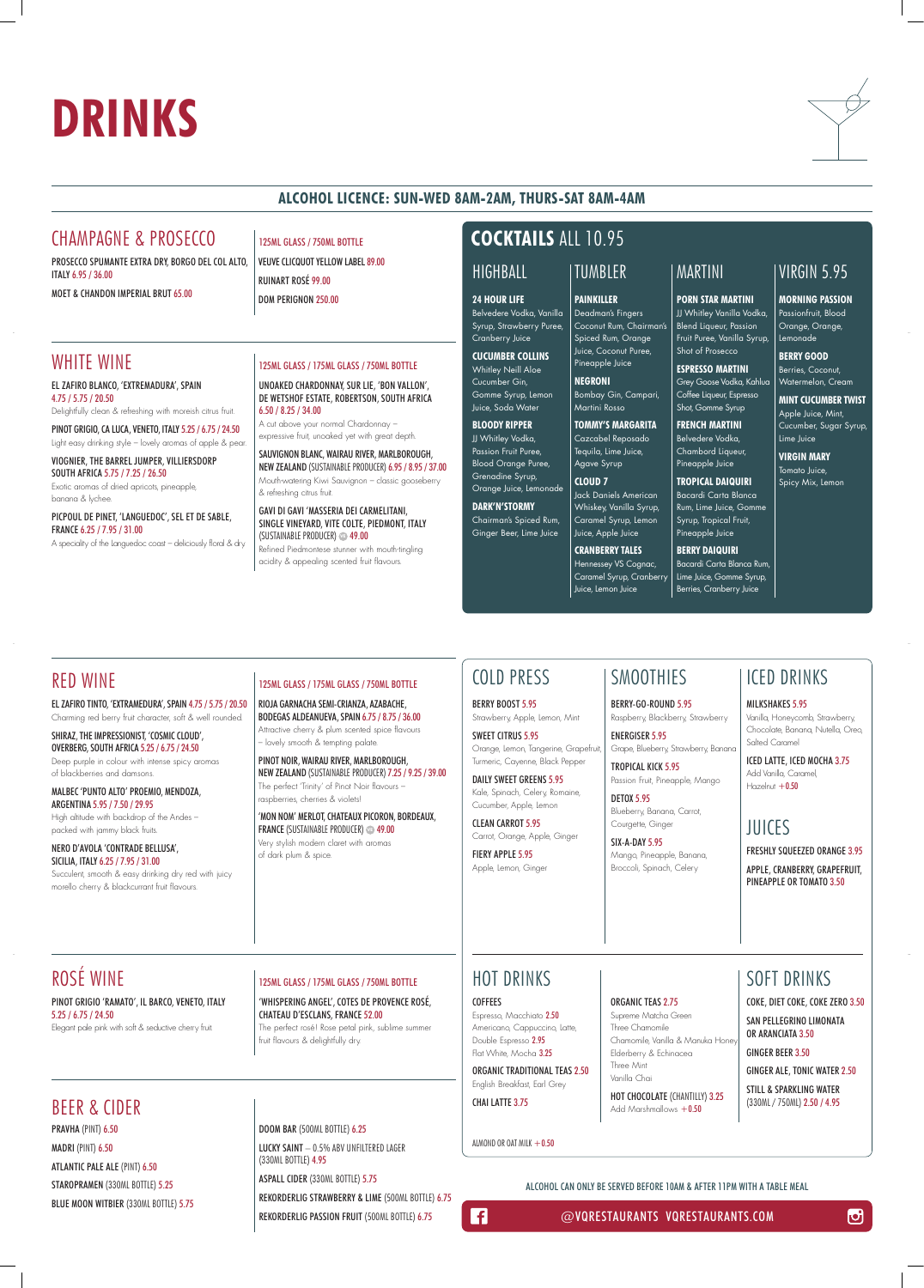# DRINKS

**ALCOHOL LICENCE: SUN-WED 8AM-2AM, THURS-SAT 8AM-4AM**

## CHAMPAGNE & PROSECCO

PROSECCO SPUMANTE EXTRA DRY, BORGO DEL COL ALTO, ITALY 6.95 / 36.00

MOET & CHANDON IMPERIAL BRUT 65.00

125ML GLASS / 750ML BOTTLE

VEUVE CLICQUOT YELLOW LABEL 89.00

RUINART ROSÉ 99.00

DOM PERIGNON 250.00

## WHITE WINE

125ML GLASS / 175ML GLASS / 750ML BOTTLE

EL ZAFIRO BLANCO, 'EXTREMADURA', SPAIN 4.75 / 5.75 / 20.50
Delightfully clean & refreshing with moreish citrus fruit.

PINOT GRIGIO, CA LUCA, VENETO, ITALY 5.25 / 6.75 / 24.50
Light easy drinking style – lovely aromas of apple & pear.

VIOGNIER, THE BARREL JUMPER, VILLIERSDORP SOUTH AFRICA 5.75 / 7.25 / 26.50
Exotic aromas of dried apricots, pineapple, banana & lychee.

PICPOUL DE PINET, 'LANGUEDOC', SEL ET DE SABLE, FRANCE 6.25 / 7.95 / 31.00
A speciality of the Languedoc coast – deliciously floral & dry.

UNOAKED CHARDONNAY, SUR LIE, 'BON VALLON', DE WETSHOF ESTATE, ROBERTSON, SOUTH AFRICA 6.50 / 8.25 / 34.00
A cut above your normal Chardonnay – expressive fruit, unoaked yet with great depth.

SAUVIGNON BLANC, WAIRAU RIVER, MARLBOROUGH, NEW ZEALAND (SUSTAINABLE PRODUCER) 6.95 / 8.95 / 37.00
Mouth-watering Kiwi Sauvignon – classic gooseberry & refreshing citrus fruit.

GAVI DI GAVI 'MASSERIA DEI CARMELITANI, SINGLE VINEYARD, VITE COLTE, PIEDMONT, ITALY (SUSTAINABLE PRODUCER) 49.00
Refined Piedmontese stunner with mouth-tingling acidity & appealing scented fruit flavours.

## COCKTAILS ALL 10.95

### HIGHBALL

**24 HOUR LIFE**
Belvedere Vodka, Vanilla Syrup, Strawberry Puree, Cranberry Juice

**CUCUMBER COLLINS**
Whitley Neill Aloe Cucumber Gin, Gomme Syrup, Lemon Juice, Soda Water

**BLOODY RIPPER**
JJ Whitley Vodka, Passion Fruit Puree, Blood Orange Puree, Grenadine Syrup, Orange Juice, Lemonade

**DARK'N'STORMY**
Chairman's Spiced Rum, Ginger Beer, Lime Juice

### TUMBLER

**PAINKILLER**
Deadman's Fingers Coconut Rum, Chairman's Spiced Rum, Orange Juice, Coconut Puree, Pineapple Juice

**NEGRONI**
Bombay Gin, Campari, Martini Rosso

**TOMMY'S MARGARITA**
Cazcabel Reposado Tequila, Lime Juice, Agave Syrup

**CLOUD 7**
Jack Daniels American Whiskey, Vanilla Syrup, Caramel Syrup, Lemon Juice, Apple Juice

**CRANBERRY TALES**
Hennessey VS Cognac, Caramel Syrup, Cranberry Juice, Lemon Juice

### MARTINI

**PORN STAR MARTINI**
JJ Whitley Vanilla Vodka, Blend Liqueur, Passion Fruit Puree, Vanilla Syrup, Shot of Prosecco

**ESPRESSO MARTINI**
Grey Goose Vodka, Kahlua Coffee Liqueur, Espresso Shot, Gomme Syrup

**FRENCH MARTINI**
Belvedere Vodka, Chambord Liqueur, Pineapple Juice

**TROPICAL DAIQUIRI**
Bacardi Carta Blanca Rum, Lime Juice, Gomme Syrup, Tropical Fruit, Pineapple Juice

**BERRY DAIQUIRI**
Bacardi Carta Blanca Rum, Lime Juice, Gomme Syrup, Berries, Cranberry Juice

### VIRGIN 5.95

**MORNING PASSION**
Passionfruit, Blood Orange, Orange, Lemonade

**BERRY GOOD**
Berries, Coconut, Watermelon, Cream

**MINT CUCUMBER TWIST**
Apple Juice, Mint, Cucumber, Sugar Syrup, Lime Juice

**VIRGIN MARY**
Tomato Juice, Spicy Mix, Lemon

## RED WINE

125ML GLASS / 175ML GLASS / 750ML BOTTLE

EL ZAFIRO TINTO, 'EXTREMADURA', SPAIN 4.75 / 5.75 / 20.50
Charming red berry fruit character, soft & well rounded.

SHIRAZ, THE IMPRESSIONIST, 'COSMIC CLOUD', OVERBERG, SOUTH AFRICA 5.25 / 6.75 / 24.50
Deep purple in colour with intense spicy aromas of blackberries and damsons.

MALBEC 'PUNTO ALTO' PROEMIO, MENDOZA, ARGENTINA 5.95 / 7.50 / 29.95
High altitude with backdrop of the Andes – packed with jammy black fruits.

NERO D'AVOLA 'CONTRADE BELLUSA', SICILIA, ITALY 6.25 / 7.95 / 31.00
Succulent, smooth & easy drinking dry red with juicy morello cherry & blackcurrant fruit flavours.

RIOJA GARNACHA SEMI-CRIANZA, AZABACHE, BODEGAS ALDEANUEVA, SPAIN 6.75 / 8.75 / 36.00
Attractive cherry & plum scented spice flavours – lovely smooth & tempting palate.

PINOT NOIR, WAIRAU RIVER, MARLBOROUGH, NEW ZEALAND (SUSTAINABLE PRODUCER) 7.25 / 9.25 / 39.00
The perfect 'Trinity' of Pinot Noir flavours – raspberries, cherries & violets!

'MON NOM' MERLOT, CHATEAUX PICORON, BORDEAUX, FRANCE (SUSTAINABLE PRODUCER) 49.00
Very stylish modern claret with aromas of dark plum & spice.

## COLD PRESS

BERRY BOOST 5.95
Strawberry, Apple, Lemon, Mint

SWEET CITRUS 5.95
Orange, Lemon, Tangerine, Grapefruit, Turmeric, Cayenne, Black Pepper

DAILY SWEET GREENS 5.95
Kale, Spinach, Celery, Romaine, Cucumber, Apple, Lemon

CLEAN CARROT 5.95
Carrot, Orange, Apple, Ginger

FIERY APPLE 5.95
Apple, Lemon, Ginger

## SMOOTHIES

BERRY-GO-ROUND 5.95
Raspberry, Blackberry, Strawberry

ENERGISER 5.95
Grape, Blueberry, Strawberry, Banana

TROPICAL KICK 5.95
Passion Fruit, Pineapple, Mango

DETOX 5.95
Blueberry, Banana, Carrot, Courgette, Ginger

SIX-A-DAY 5.95
Mango, Pineapple, Banana, Broccoli, Spinach, Celery

## ICED DRINKS

MILKSHAKES 5.95
Vanilla, Honeycomb, Strawberry, Chocolate, Banana, Nutella, Oreo, Salted Caramel

ICED LATTE, ICED MOCHA 3.75
Add Vanilla, Caramel, Hazelnut +0.50

## JUICES

FRESHLY SQUEEZED ORANGE 3.95

APPLE, CRANBERRY, GRAPEFRUIT, PINEAPPLE OR TOMATO 3.50

## ROSÉ WINE

125ML GLASS / 175ML GLASS / 750ML BOTTLE

PINOT GRIGIO 'RAMATO', IL BARCO, VENETO, ITALY 5.25 / 6.75 / 24.50
Elegant pale pink with soft & seductive cherry fruit.

'WHISPERING ANGEL', COTES DE PROVENCE ROSÉ, CHATEAU D'ESCLANS, FRANCE 52.00
The perfect rosé! Rose petal pink, sublime summer fruit flavours & delightfully dry.

## HOT DRINKS

COFFEES
Espresso, Macchiato 2.50
Americano, Cappuccino, Latte, Double Espresso 2.95
Flat White, Mocha 3.25

ORGANIC TRADITIONAL TEAS 2.50
English Breakfast, Earl Grey

CHAI LATTE 3.75

ORGANIC TEAS 2.75
Supreme Matcha Green
Three Chamomile
Chamomile, Vanilla & Manuka Honey
Elderberry & Echinacea
Three Mint
Vanilla Chai

HOT CHOCOLATE (CHANTILLY) 3.25
Add Marshmallows +0.50

ALMOND OR OAT MILK +0.50

## SOFT DRINKS

COKE, DIET COKE, COKE ZERO 3.50

SAN PELLEGRINO LIMONATA OR ARANCIATA 3.50

GINGER BEER 3.50

GINGER ALE, TONIC WATER 2.50

STILL & SPARKLING WATER (330ML / 750ML) 2.50 / 4.95

## BEER & CIDER

PRAVHA (PINT) 6.50

MADRI (PINT) 6.50

ATLANTIC PALE ALE (PINT) 6.50

STAROPRAMEN (330ML BOTTLE) 5.25

BLUE MOON WITBIER (330ML BOTTLE) 5.75

DOOM BAR (500ML BOTTLE) 6.25

LUCKY SAINT – 0.5% ABV UNFILTERED LAGER (330ML BOTTLE) 4.95

ASPALL CIDER (330ML BOTTLE) 5.75

REKORDERLIG STRAWBERRY & LIME (500ML BOTTLE) 6.75

REKORDERLIG PASSION FRUIT (500ML BOTTLE) 6.75

ALCOHOL CAN ONLY BE SERVED BEFORE 10AM & AFTER 11PM WITH A TABLE MEAL

@VQRESTAURANTS VQRESTAURANTS.COM